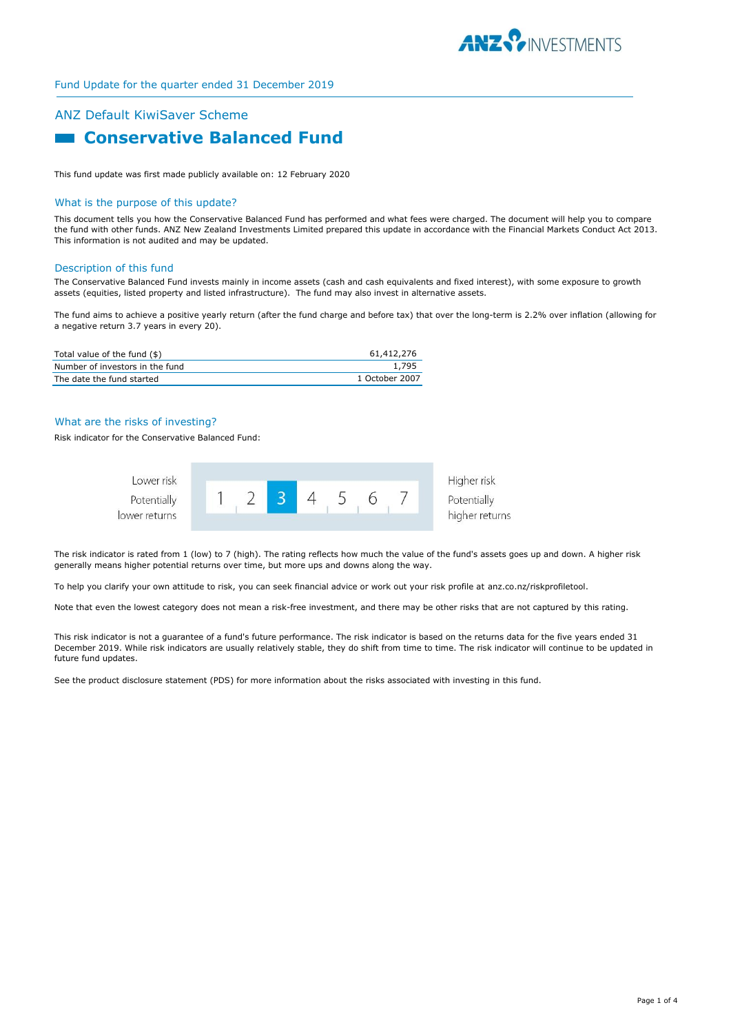Fund Update for the quarter ended 31 December 2019

## ANZ Default KiwiSaver Scheme

# Conservative Balanced Fund

This fund update was first made publicly available on: 12 February 2020

## What is the purpose of this update?

This document tells you how the Conservative Balanced Fund has performed and what fees were charged. The document will help you to compare the fund with other funds. ANZ New Zealand Investments Limited prepared this update in accordance with the Financial Markets Conduct Act 2013. This information is not audited and may be updated.

## Description of this fund

The Conservative Balanced Fund invests mainly in income assets (cash and cash equivalents and fixed interest), with some exposure to growth assets (equities, listed property and listed infrastructure). The fund may also invest in alternative assets.

The fund aims to achieve a positive yearly return (after the fund charge and before tax) that over the long-term is 2.2% over inflation (allowing for a negative return 3.7 years in every 20).

| | |
|---|---|
| Total value of the fund ($) | 61,412,276 |
| Number of investors in the fund | 1,795 |
| The date the fund started | 1 October 2007 |

## What are the risks of investing?

Risk indicator for the Conservative Balanced Fund:

| Lower risk<br>Potentially lower returns | 1 | 2 | **3** | 4 | 5 | 6 | 7 | Higher risk<br>Potentially higher returns |
|---|---|---|---|---|---|---|---|---|

The risk indicator is rated from 1 (low) to 7 (high). The rating reflects how much the value of the fund's assets goes up and down. A higher risk generally means higher potential returns over time, but more ups and downs along the way.

To help you clarify your own attitude to risk, you can seek financial advice or work out your risk profile at anz.co.nz/riskprofiletool.

Note that even the lowest category does not mean a risk-free investment, and there may be other risks that are not captured by this rating.

This risk indicator is not a guarantee of a fund's future performance. The risk indicator is based on the returns data for the five years ended 31 December 2019. While risk indicators are usually relatively stable, they do shift from time to time. The risk indicator will continue to be updated in future fund updates.

See the product disclosure statement (PDS) for more information about the risks associated with investing in this fund.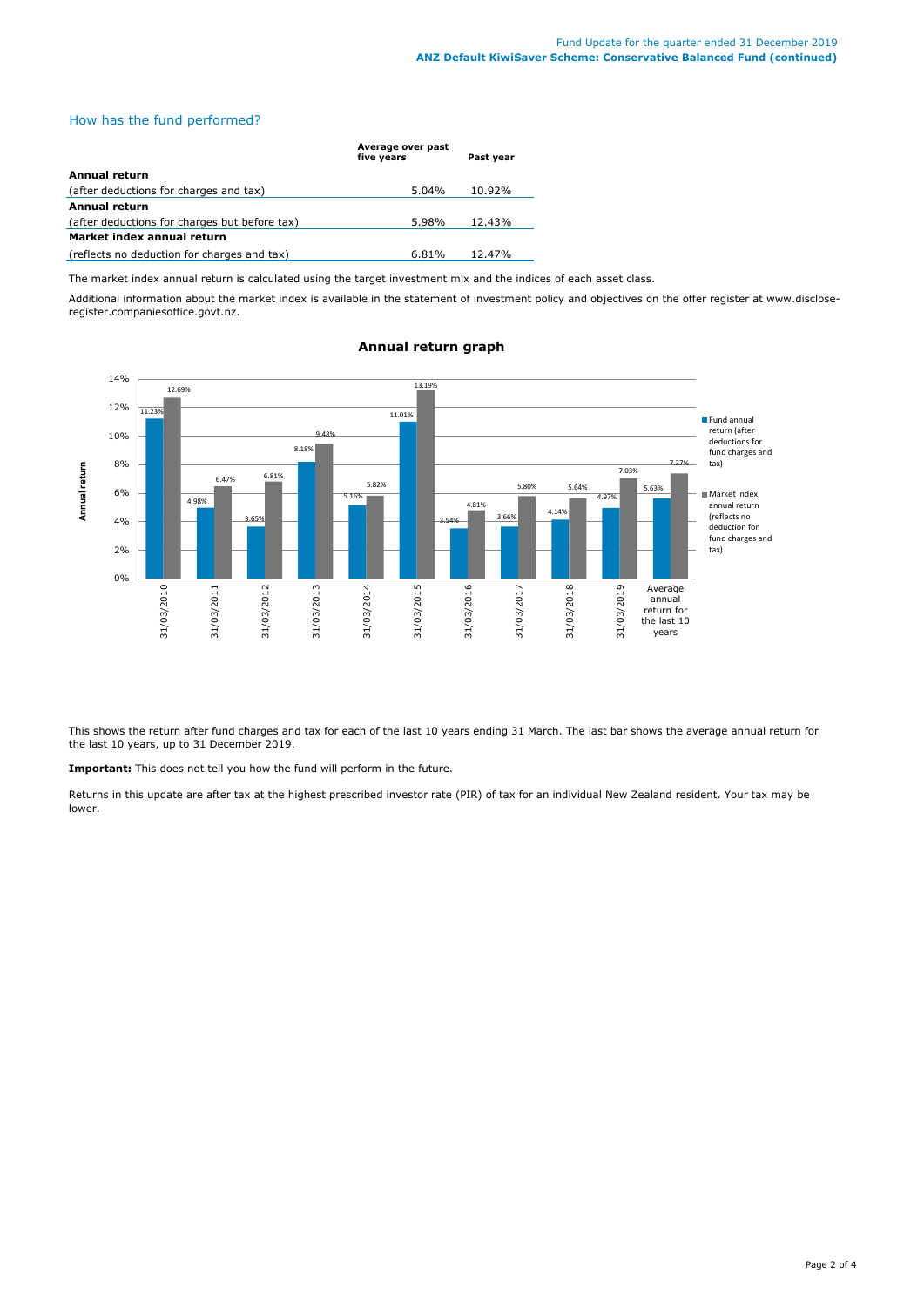## How has the fund performed?

| | Average over past five years | Past year |
|---|---|---|
| **Annual return** | | |
| (after deductions for charges and tax) | 5.04% | 10.92% |
| **Annual return** | | |
| (after deductions for charges but before tax) | 5.98% | 12.43% |
| **Market index annual return** | | |
| (reflects no deduction for charges and tax) | 6.81% | 12.47% |

The market index annual return is calculated using the target investment mix and the indices of each asset class.

Additional information about the market index is available in the statement of investment policy and objectives on the offer register at www.disclose-register.companiesoffice.govt.nz.

### Annual return graph

| | Fund annual return (after deductions for fund charges and tax) | Market index annual return (reflects no deduction for fund charges and tax) |
|---|---|---|
| 31/03/2010 | 11.23% | 12.69% |
| 31/03/2011 | 4.98% | 6.47% |
| 31/03/2012 | 3.65% | 6.81% |
| 31/03/2013 | 8.18% | 9.48% |
| 31/03/2014 | 5.16% | 5.82% |
| 31/03/2015 | 11.01% | 13.19% |
| 31/03/2016 | 3.54% | 4.81% |
| 31/03/2017 | 3.66% | 5.80% |
| 31/03/2018 | 4.14% | 5.64% |
| 31/03/2019 | 4.97% | 7.03% |
| Average annual return for the last 10 years | 5.63% | 7.37% |

This shows the return after fund charges and tax for each of the last 10 years ending 31 March. The last bar shows the average annual return for the last 10 years, up to 31 December 2019.

**Important:** This does not tell you how the fund will perform in the future.

Returns in this update are after tax at the highest prescribed investor rate (PIR) of tax for an individual New Zealand resident. Your tax may be lower.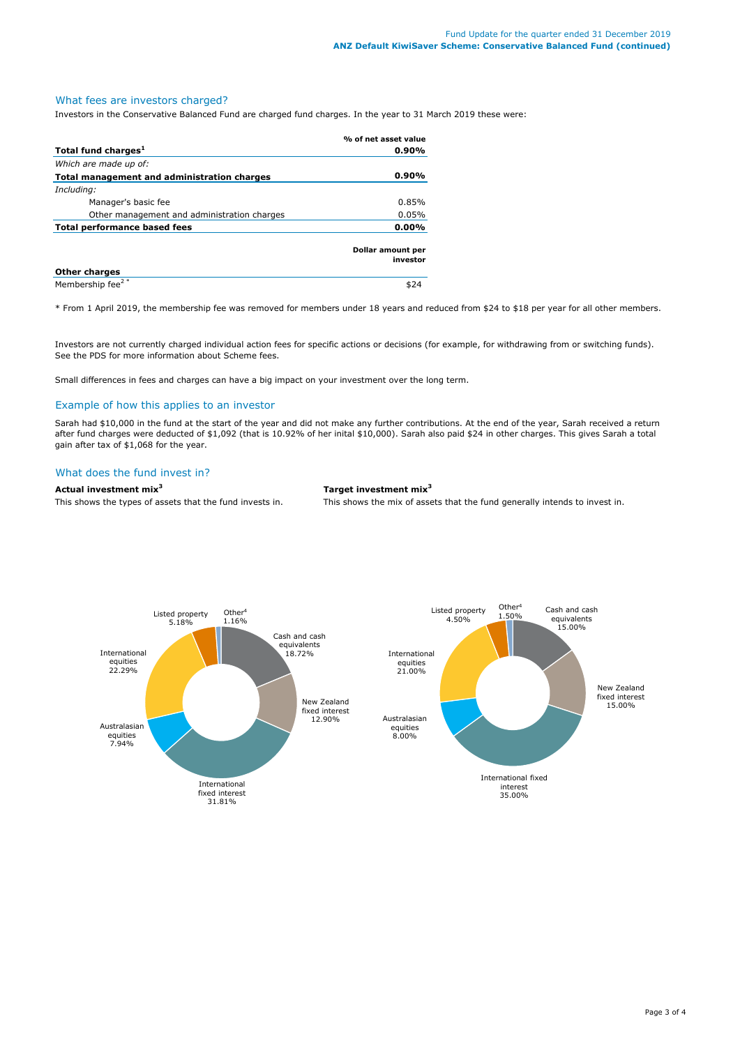## What fees are investors charged?

Investors in the Conservative Balanced Fund are charged fund charges. In the year to 31 March 2019 these were:

| | % of net asset value |
|---|---|
| **Total fund charges[1]** | **0.90%** |
| *Which are made up of:* | |
| **Total management and administration charges** | **0.90%** |
| *Including:* | |
| Manager's basic fee | 0.85% |
| Other management and administration charges | 0.05% |
| **Total performance based fees** | **0.00%** |
| | **Dollar amount per investor** |
| **Other charges** | |
| Membership fee[2 *] | $24 |

* From 1 April 2019, the membership fee was removed for members under 18 years and reduced from $24 to $18 per year for all other members.

Investors are not currently charged individual action fees for specific actions or decisions (for example, for withdrawing from or switching funds). See the PDS for more information about Scheme fees.

Small differences in fees and charges can have a big impact on your investment over the long term.

## Example of how this applies to an investor

Sarah had $10,000 in the fund at the start of the year and did not make any further contributions. At the end of the year, Sarah received a return after fund charges were deducted of $1,092 (that is 10.92% of her inital $10,000). Sarah also paid $24 in other charges. This gives Sarah a total gain after tax of $1,068 for the year.

## What does the fund invest in?

**Actual investment mix[3]**

This shows the types of assets that the fund invests in.

| Asset | % |
|---|---|
| Cash and cash equivalents | 18.72% |
| New Zealand fixed interest | 12.90% |
| International fixed interest | 31.81% |
| Australasian equities | 7.94% |
| International equities | 22.29% |
| Listed property | 5.18% |
| Other[4] | 1.16% |

**Target investment mix[3]**

This shows the mix of assets that the fund generally intends to invest in.

| Asset | % |
|---|---|
| Cash and cash equivalents | 15.00% |
| New Zealand fixed interest | 15.00% |
| International fixed interest | 35.00% |
| Australasian equities | 8.00% |
| International equities | 21.00% |
| Listed property | 4.50% |
| Other[4] | 1.50% |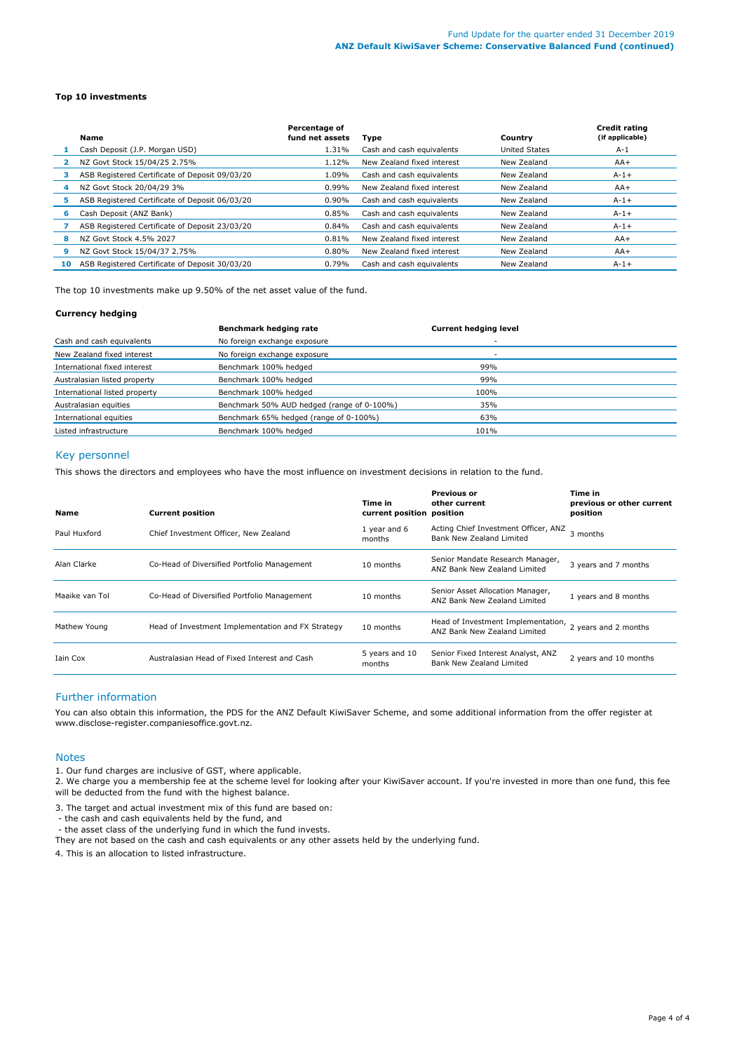### Top 10 investments

| | Name | Percentage of fund net assets | Type | Country | Credit rating (if applicable) |
|---|---|---|---|---|---|
| 1 | Cash Deposit (J.P. Morgan USD) | 1.31% | Cash and cash equivalents | United States | A-1 |
| 2 | NZ Govt Stock 15/04/25 2.75% | 1.12% | New Zealand fixed interest | New Zealand | AA+ |
| 3 | ASB Registered Certificate of Deposit 09/03/20 | 1.09% | Cash and cash equivalents | New Zealand | A-1+ |
| 4 | NZ Govt Stock 20/04/29 3% | 0.99% | New Zealand fixed interest | New Zealand | AA+ |
| 5 | ASB Registered Certificate of Deposit 06/03/20 | 0.90% | Cash and cash equivalents | New Zealand | A-1+ |
| 6 | Cash Deposit (ANZ Bank) | 0.85% | Cash and cash equivalents | New Zealand | A-1+ |
| 7 | ASB Registered Certificate of Deposit 23/03/20 | 0.84% | Cash and cash equivalents | New Zealand | A-1+ |
| 8 | NZ Govt Stock 4.5% 2027 | 0.81% | New Zealand fixed interest | New Zealand | AA+ |
| 9 | NZ Govt Stock 15/04/37 2.75% | 0.80% | New Zealand fixed interest | New Zealand | AA+ |
| 10 | ASB Registered Certificate of Deposit 30/03/20 | 0.79% | Cash and cash equivalents | New Zealand | A-1+ |

The top 10 investments make up 9.50% of the net asset value of the fund.

### Currency hedging

| | Benchmark hedging rate | Current hedging level |
|---|---|---|
| Cash and cash equivalents | No foreign exchange exposure | - |
| New Zealand fixed interest | No foreign exchange exposure | - |
| International fixed interest | Benchmark 100% hedged | 99% |
| Australasian listed property | Benchmark 100% hedged | 99% |
| International listed property | Benchmark 100% hedged | 100% |
| Australasian equities | Benchmark 50% AUD hedged (range of 0-100%) | 35% |
| International equities | Benchmark 65% hedged (range of 0-100%) | 63% |
| Listed infrastructure | Benchmark 100% hedged | 101% |

## Key personnel

This shows the directors and employees who have the most influence on investment decisions in relation to the fund.

| Name | Current position | Time in current position | Previous or other current position | Time in previous or other current position |
|---|---|---|---|---|
| Paul Huxford | Chief Investment Officer, New Zealand | 1 year and 6 months | Acting Chief Investment Officer, ANZ Bank New Zealand Limited | 3 months |
| Alan Clarke | Co-Head of Diversified Portfolio Management | 10 months | Senior Mandate Research Manager, ANZ Bank New Zealand Limited | 3 years and 7 months |
| Maaike van Tol | Co-Head of Diversified Portfolio Management | 10 months | Senior Asset Allocation Manager, ANZ Bank New Zealand Limited | 1 years and 8 months |
| Mathew Young | Head of Investment Implementation and FX Strategy | 10 months | Head of Investment Implementation, ANZ Bank New Zealand Limited | 2 years and 2 months |
| Iain Cox | Australasian Head of Fixed Interest and Cash | 5 years and 10 months | Senior Fixed Interest Analyst, ANZ Bank New Zealand Limited | 2 years and 10 months |

## Further information

You can also obtain this information, the PDS for the ANZ Default KiwiSaver Scheme, and some additional information from the offer register at www.disclose-register.companiesoffice.govt.nz.

## Notes

1. Our fund charges are inclusive of GST, where applicable.
2. We charge you a membership fee at the scheme level for looking after your KiwiSaver account. If you're invested in more than one fund, this fee will be deducted from the fund with the highest balance.
3. The target and actual investment mix of this fund are based on:
 - the cash and cash equivalents held by the fund, and
 - the asset class of the underlying fund in which the fund invests.

They are not based on the cash and cash equivalents or any other assets held by the underlying fund.

4. This is an allocation to listed infrastructure.